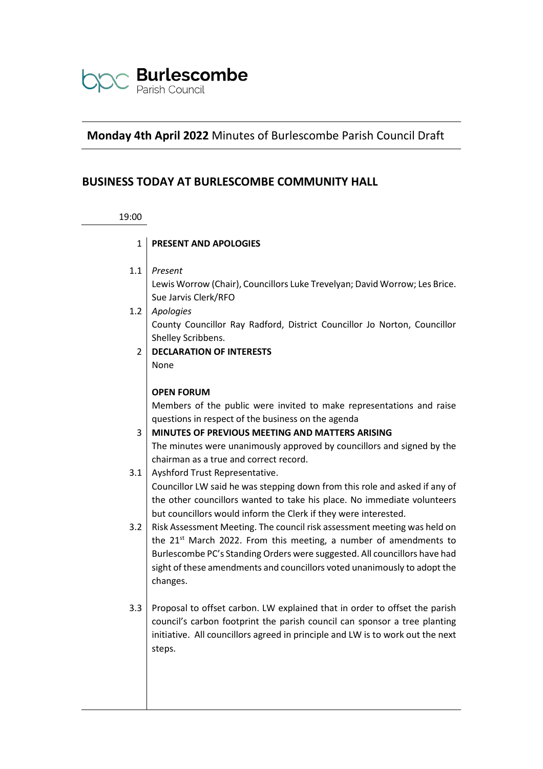**Burlescombe**
Parish Council

## **Monday 4th April 2022** Minutes of Burlescombe Parish Council Draft

## BUSINESS TODAY AT BURLESCOMBE COMMUNITY HALL

19:00

**1 PRESENT AND APOLOGIES**

1.1 *Present*
Lewis Worrow (Chair), Councillors Luke Trevelyan; David Worrow; Les Brice.
Sue Jarvis Clerk/RFO

1.2 *Apologies*
County Councillor Ray Radford, District Councillor Jo Norton, Councillor Shelley Scribbens.

**2 DECLARATION OF INTERESTS**
None

**OPEN FORUM**
Members of the public were invited to make representations and raise questions in respect of the business on the agenda

**3 MINUTES OF PREVIOUS MEETING AND MATTERS ARISING**
The minutes were unanimously approved by councillors and signed by the chairman as a true and correct record.

3.1 Ayshford Trust Representative.
Councillor LW said he was stepping down from this role and asked if any of the other councillors wanted to take his place. No immediate volunteers but councillors would inform the Clerk if they were interested.

3.2 Risk Assessment Meeting. The council risk assessment meeting was held on the 21st March 2022. From this meeting, a number of amendments to Burlescombe PC's Standing Orders were suggested. All councillors have had sight of these amendments and councillors voted unanimously to adopt the changes.

3.3 Proposal to offset carbon. LW explained that in order to offset the parish council's carbon footprint the parish council can sponsor a tree planting initiative. All councillors agreed in principle and LW is to work out the next steps.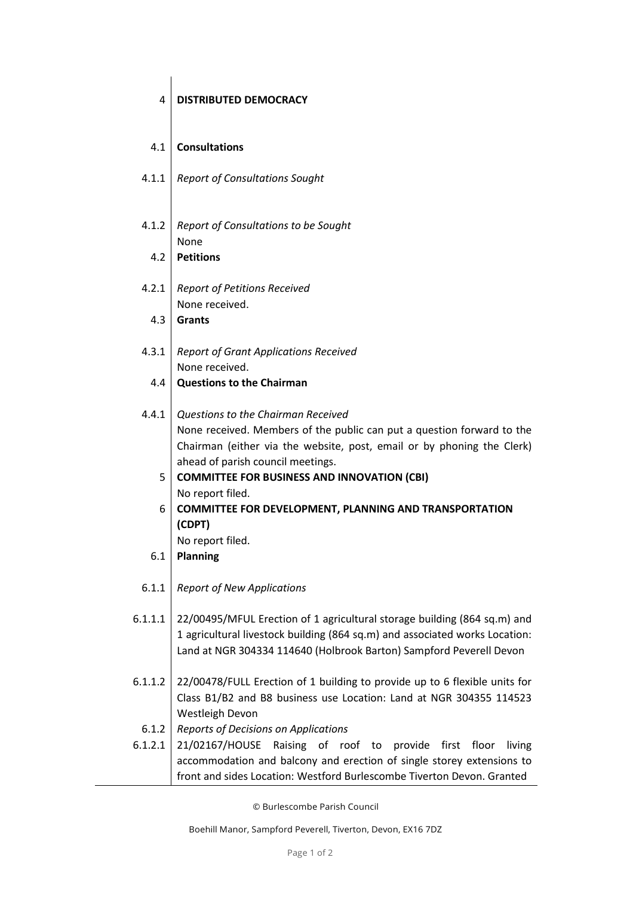| | |
|---|---|
| 4 | **DISTRIBUTED DEMOCRACY** |
| 4.1 | **Consultations** |
| 4.1.1 | *Report of Consultations Sought* |
| 4.1.2 | *Report of Consultations to be Sought*<br>None |
| 4.2 | **Petitions** |
| 4.2.1 | *Report of Petitions Received*<br>None received. |
| 4.3 | **Grants** |
| 4.3.1 | *Report of Grant Applications Received*<br>None received. |
| 4.4 | **Questions to the Chairman** |
| 4.4.1 | *Questions to the Chairman Received*<br>None received. Members of the public can put a question forward to the Chairman (either via the website, post, email or by phoning the Clerk) ahead of parish council meetings. |
| 5 | **COMMITTEE FOR BUSINESS AND INNOVATION (CBI)**<br>No report filed. |
| 6 | **COMMITTEE FOR DEVELOPMENT, PLANNING AND TRANSPORTATION (CDPT)**<br>No report filed. |
| 6.1 | **Planning** |
| 6.1.1 | *Report of New Applications* |
| 6.1.1.1 | 22/00495/MFUL Erection of 1 agricultural storage building (864 sq.m) and 1 agricultural livestock building (864 sq.m) and associated works Location: Land at NGR 304334 114640 (Holbrook Barton) Sampford Peverell Devon |
| 6.1.1.2 | 22/00478/FULL Erection of 1 building to provide up to 6 flexible units for Class B1/B2 and B8 business use Location: Land at NGR 304355 114523 Westleigh Devon |
| 6.1.2 | *Reports of Decisions on Applications* |
| 6.1.2.1 | 21/02167/HOUSE Raising of roof to provide first floor living accommodation and balcony and erection of single storey extensions to front and sides Location: Westford Burlescombe Tiverton Devon. Granted |

© Burlescombe Parish Council

Boehill Manor, Sampford Peverell, Tiverton, Devon, EX16 7DZ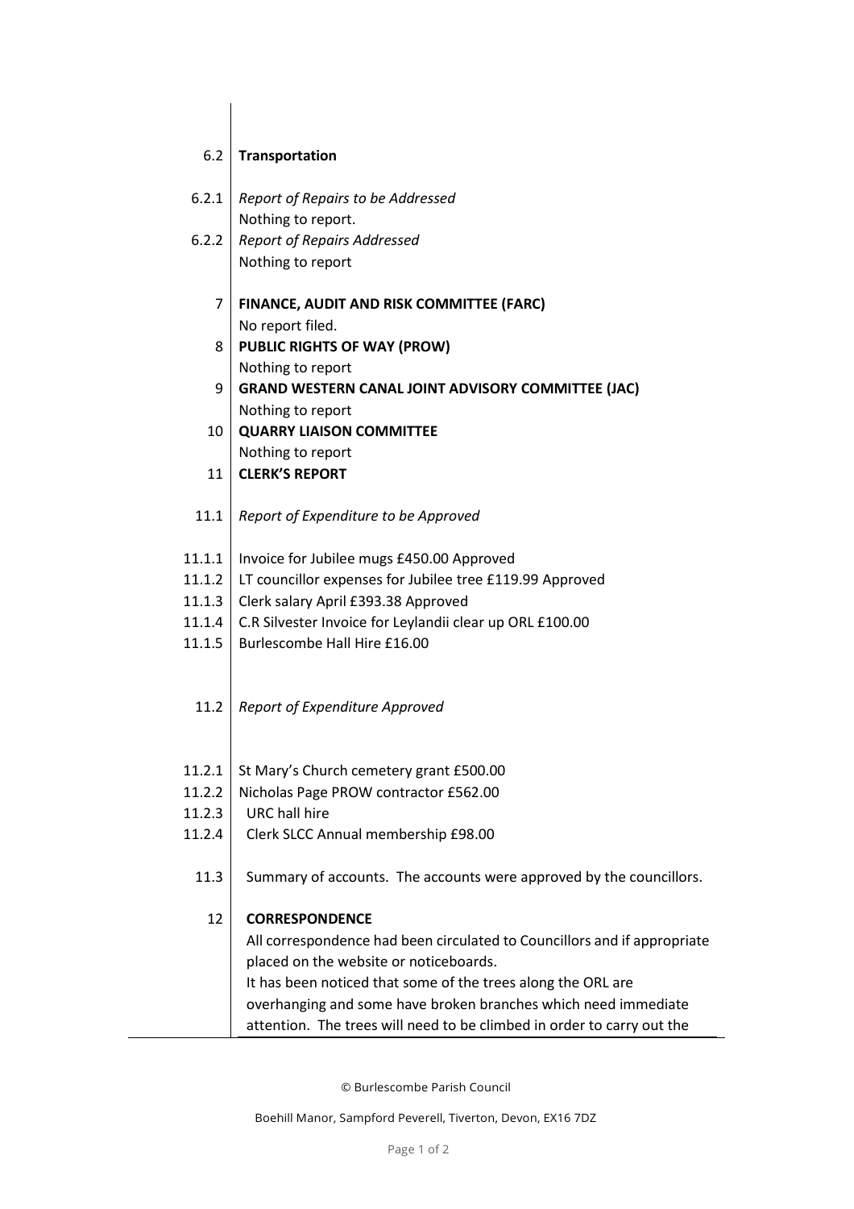| | |
|---|---|
| 6.2 | **Transportation** |
| 6.2.1 | *Report of Repairs to be Addressed*<br>Nothing to report. |
| 6.2.2 | *Report of Repairs Addressed*<br>Nothing to report |
| 7 | **FINANCE, AUDIT AND RISK COMMITTEE (FARC)**<br>No report filed. |
| 8 | **PUBLIC RIGHTS OF WAY (PROW)**<br>Nothing to report |
| 9 | **GRAND WESTERN CANAL JOINT ADVISORY COMMITTEE (JAC)**<br>Nothing to report |
| 10 | **QUARRY LIAISON COMMITTEE**<br>Nothing to report |
| 11 | **CLERK'S REPORT** |
| 11.1 | *Report of Expenditure to be Approved* |
| 11.1.1 | Invoice for Jubilee mugs £450.00 Approved |
| 11.1.2 | LT councillor expenses for Jubilee tree £119.99 Approved |
| 11.1.3 | Clerk salary April £393.38 Approved |
| 11.1.4 | C.R Silvester Invoice for Leylandii clear up ORL £100.00 |
| 11.1.5 | Burlescombe Hall Hire £16.00 |
| 11.2 | *Report of Expenditure Approved* |
| 11.2.1 | St Mary's Church cemetery grant £500.00 |
| 11.2.2 | Nicholas Page PROW contractor £562.00 |
| 11.2.3 | URC hall hire |
| 11.2.4 | Clerk SLCC Annual membership £98.00 |
| 11.3 | Summary of accounts. The accounts were approved by the councillors. |
| 12 | **CORRESPONDENCE**<br>All correspondence had been circulated to Councillors and if appropriate placed on the website or noticeboards.<br>It has been noticed that some of the trees along the ORL are overhanging and some have broken branches which need immediate attention. The trees will need to be climbed in order to carry out the |

© Burlescombe Parish Council

Boehill Manor, Sampford Peverell, Tiverton, Devon, EX16 7DZ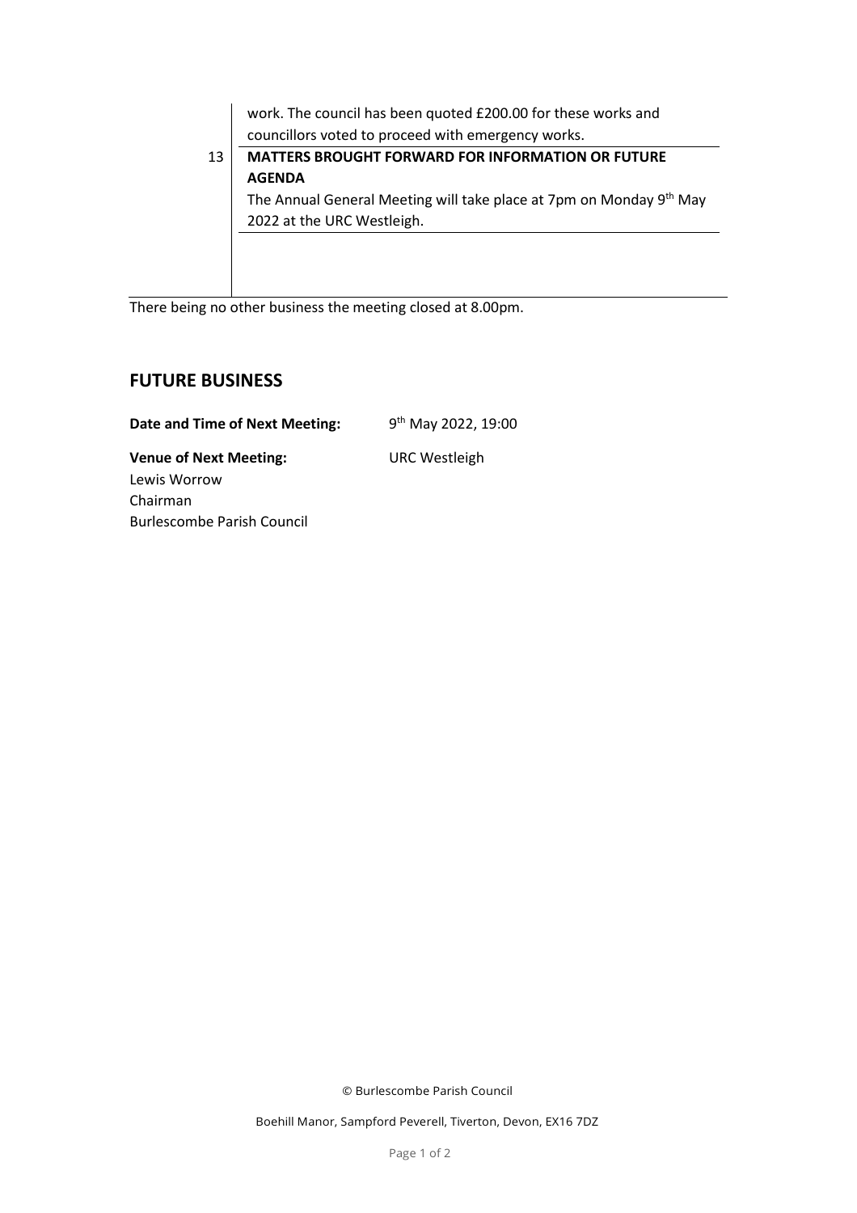| | |
|---|---|
| | work. The council has been quoted £200.00 for these works and councillors voted to proceed with emergency works. |
| 13 | **MATTERS BROUGHT FORWARD FOR INFORMATION OR FUTURE AGENDA**<br>The Annual General Meeting will take place at 7pm on Monday 9th May 2022 at the URC Westleigh. |
| | |

There being no other business the meeting closed at 8.00pm.

## FUTURE BUSINESS

**Date and Time of Next Meeting:** 9th May 2022, 19:00

**Venue of Next Meeting:** URC Westleigh

Lewis Worrow
Chairman
Burlescombe Parish Council

© Burlescombe Parish Council

Boehill Manor, Sampford Peverell, Tiverton, Devon, EX16 7DZ